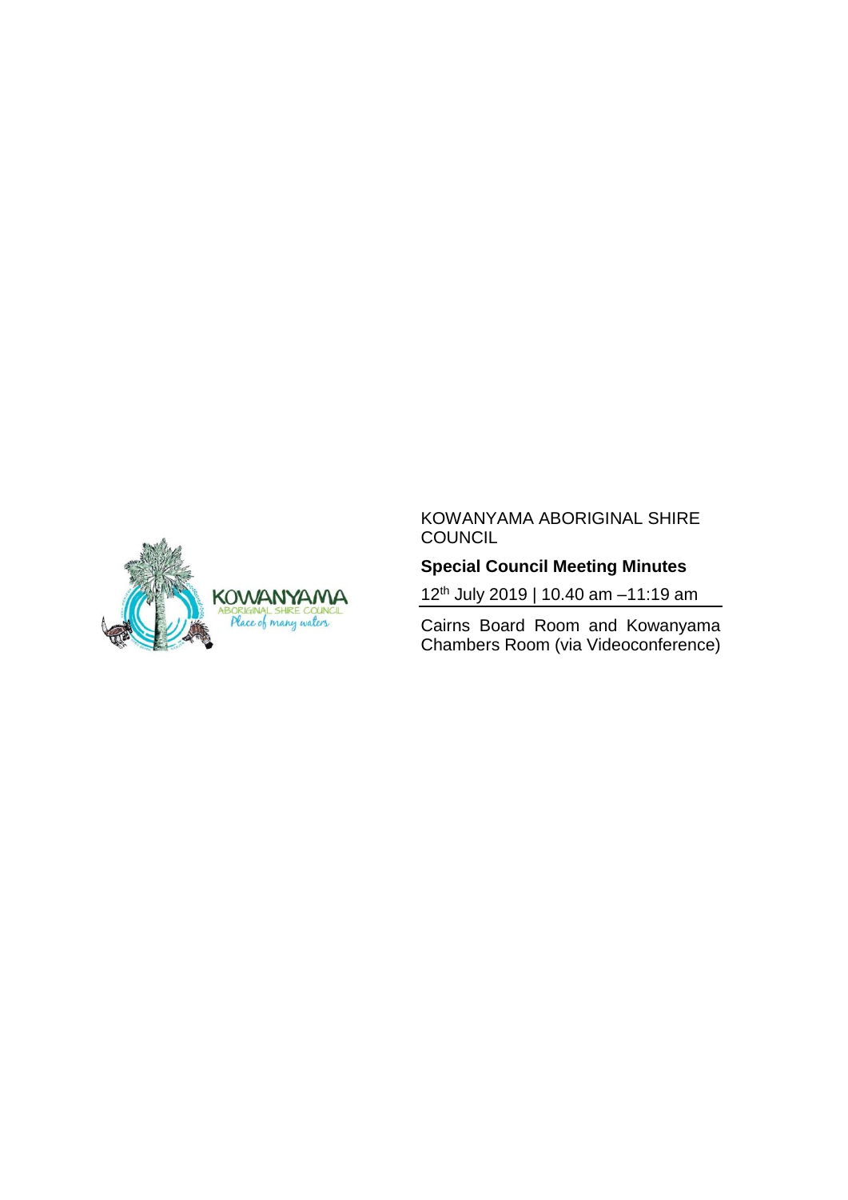KOWANYAMA ABORIGINAL SHIRE COUNCIL

**Special Council Meeting Minutes**

12th July 2019 | 10.40 am –11:19 am

Cairns Board Room and Kowanyama Chambers Room (via Videoconference)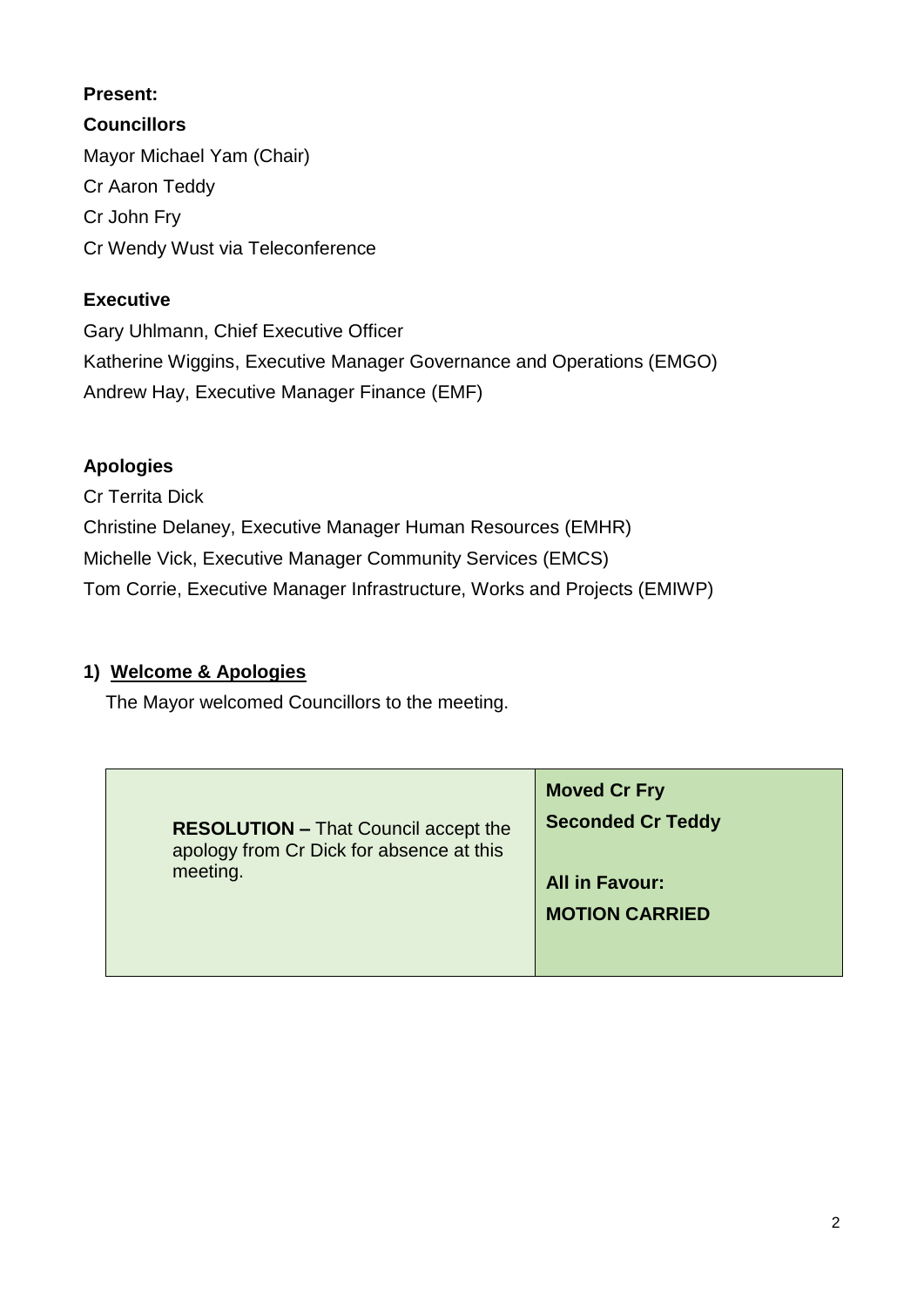**Present:**

**Councillors**

Mayor Michael Yam (Chair)

Cr Aaron Teddy

Cr John Fry

Cr Wendy Wust via Teleconference

**Executive**

Gary Uhlmann, Chief Executive Officer

Katherine Wiggins, Executive Manager Governance and Operations (EMGO)

Andrew Hay, Executive Manager Finance (EMF)

**Apologies**

Cr Territa Dick

Christine Delaney, Executive Manager Human Resources (EMHR)

Michelle Vick, Executive Manager Community Services (EMCS)

Tom Corrie, Executive Manager Infrastructure, Works and Projects (EMIWP)

## 1) Welcome & Apologies

The Mayor welcomed Councillors to the meeting.

| | |
|---|---|
| **RESOLUTION –** That Council accept the apology from Cr Dick for absence at this meeting. | **Moved Cr Fry**<br>**Seconded Cr Teddy**<br><br>**All in Favour:**<br>**MOTION CARRIED** |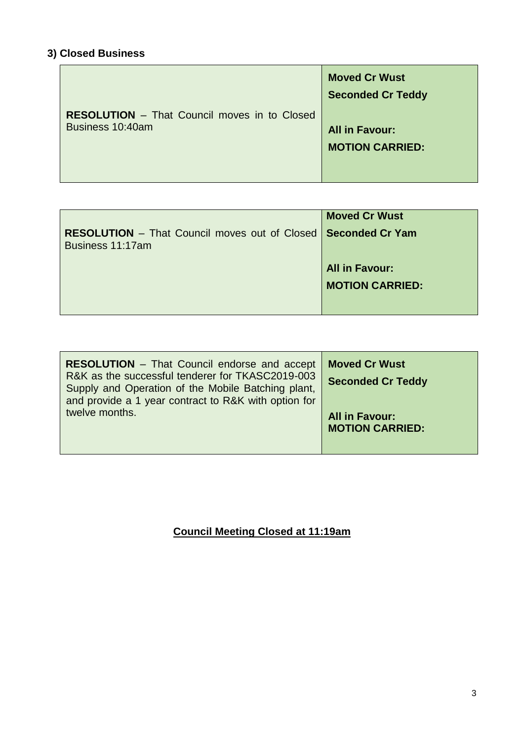### 3) Closed Business

| | |
|---|---|
| **RESOLUTION** – That Council moves in to Closed Business 10:40am | **Moved Cr Wust**<br>**Seconded Cr Teddy**<br><br>**All in Favour:**<br>**MOTION CARRIED:** |

| | |
|---|---|
| **RESOLUTION** – That Council moves out of Closed Business 11:17am | **Moved Cr Wust**<br>**Seconded Cr Yam**<br><br>**All in Favour:**<br>**MOTION CARRIED:** |

| | |
|---|---|
| **RESOLUTION** – That Council endorse and accept R&K as the successful tenderer for TKASC2019-003 Supply and Operation of the Mobile Batching plant, and provide a 1 year contract to R&K with option for twelve months. | **Moved Cr Wust**<br>**Seconded Cr Teddy**<br><br>**All in Favour:**<br>**MOTION CARRIED:** |

**<u>Council Meeting Closed at 11:19am</u>**